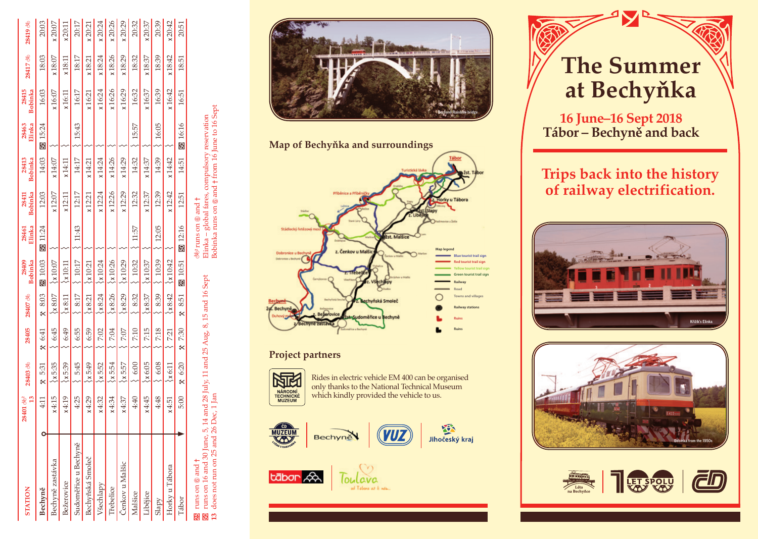| STATION | 28401 ✿ 13 | 28403 ✿ | 28405 | 28407 ✿ | 28409 Bobinka | 28461 Elinka | 28411 Bobinka | 28413 Bobinka | 28463 Elinka | 28415 Bobinka | 28417 ✿ | 28419 ✿ |
|---|---|---|---|---|---|---|---|---|---|---|---|---|
| Bechyně | 4:11 | ✕ 5:31 | ✕ 6:41 | ✕ 8:03 | 25 10:03 | 50 11:24 | 12:03 | 14:03 | 50 15:24 | 16:03 | 18:03 | 20:03 |
| Bechyně zastávka | x 4:15 | x 5:35 | 6:45 | x 8:07 | x 10:07 | | x 12:07 | x 14:07 | | x 16:07 | x 18:07 | x 20:07 |
| Bežerovice | x 4:19 | x 5:39 | 6:49 | x 8:11 | x 10:11 | | x 12:11 | x 14:11 | | x 16:11 | x 18:11 | x 20:11 |
| Sudoměřice u Bechyně | 4:25 | 5:45 | 6:55 | 8:17 | 10:17 | 11:43 | 12:17 | 14:17 | 15:43 | 16:17 | 18:17 | 20:17 |
| Bechyňská Smoleč | x 4:29 | x 5:49 | 6:59 | x 8:21 | x 10:21 | | x 12:21 | x 14:21 | | x 16:21 | x 18:21 | x 20:21 |
| Všechlapy | x 4:32 | x 5:52 | 7:02 | x 8:24 | x 10:24 | | x 12:24 | x 14:24 | | x 16:24 | x 18:24 | x 20:24 |
| Třebelice | x 4:34 | x 5:54 | 7:04 | x 8:26 | x 10:26 | | x 12:26 | x 14:26 | | x 16:26 | x 18:26 | x 20:26 |
| Čenkov u Malšic | x 4:37 | x 5:57 | 7:07 | x 8:29 | x 10:29 | | x 12:29 | x 14:29 | | x 16:29 | x 18:29 | x 20:29 |
| Malšice | 4:40 | 6:00 | 7:10 | 8:32 | 10:32 | 11:57 | 12:32 | 14:32 | 15:57 | 16:32 | 18:32 | 20:32 |
| Libějice | x 4:45 | x 6:05 | 7:15 | x 8:37 | x 10:37 | | x 12:37 | x 14:37 | | x 16:37 | x 18:37 | x 20:37 |
| Slapy | 4:48 | 6:08 | 7:18 | 8:39 | 10:39 | 12:05 | 12:39 | 14:39 | 16:05 | 16:39 | 18:39 | 20:39 |
| Horky u Tábora | x 4:51 | x 6:11 | 7:21 | x 8:42 | x 10:42 | | x 12:42 | x 14:42 | | x 16:42 | x 18:42 | x 20:42 |
| Tábor | 5:00 | ✕ 6:20 | ✕ 7:30 | ✕ 8:51 | 25 10:51 | 50 12:16 | 12:51 | 14:51 | 50 16:16 | 16:51 | 18:51 | 20:51 |

25 runs on ⑥ and †
50 runs on 16 and 30 June, 5, 14 and 28 July, 11 and 25 Aug, 8, 15 and 16 Sept
13 does not run on 25 and 26 Dec, 1 Jan

✿ runs on ⑥ and †
Elinka – global fares, compulsory reservation
Bobinka runs on ⑥ and † from 16 June to 16 Sept

Bechyně Rainbow bridge

## Map of Bechyňka and surroundings

Map legend: Blue tourist trail sign; Red tourist trail sign; Yellow tourist trail sign; Green tourist trail sign; Railway; Road; Towns and villages; Railway stations; Ruins; Ruins

## Project partners

Rides in electric vehicle EM 400 can be organised only thanks to the National Technical Museum which kindly provided the vehicle to us.

NÁRODNÍ TECHNICKÉ MUZEUM · ČD MUZEUM · Bechyně · VUZ · Jihočeský kraj · tábor · Toulava

# The Summer at Bechyňka

## 16 June–16 Sept 2018
## Tábor – Bechyně and back

## Trips back into the history of railway electrification.

Křižík's Elinka

Bobinka from the 1950s

Léto na Bechyňce · 100 LET SPOLU · ČD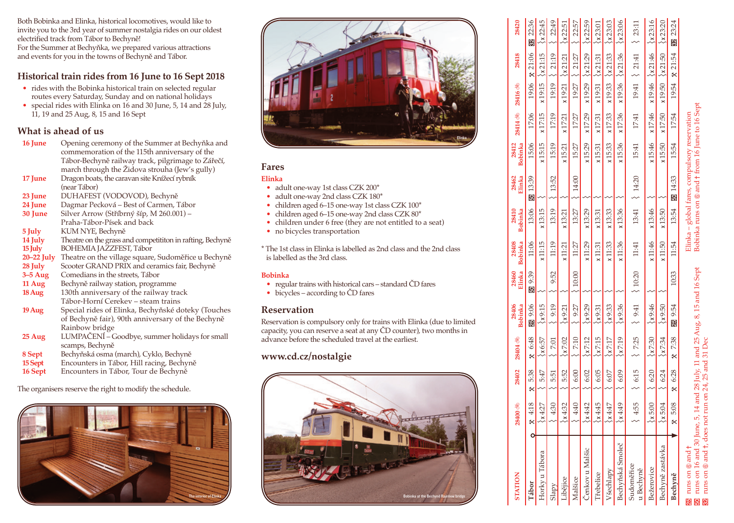Both Bobinka and Elinka, historical locomotives, would like to invite you to the 3rd year of summer nostalgia rides on our oldest electrified track from Tábor to Bechyně!
For the Summer at Bechyňka, we prepared various attractions and events for you in the towns of Bechyně and Tábor.

## Historical train rides from 16 June to 16 Sept 2018

- rides with the Bobinka historical train on selected regular routes every Saturday, Sunday and on national holidays
- special rides with Elinka on 16 and 30 June, 5, 14 and 28 July, 11, 19 and 25 Aug, 8, 15 and 16 Sept

## What is ahead of us

| | |
|---|---|
| **16 June** | Opening ceremony of the Summer at Bechyňka and commemoration of the 115th anniversary of the Tábor-Bechyně railway track, pilgrimage to Zářečí, march through the Židova strouha (Jew's gully) |
| **17 June** | Dragon boats, the caravan site Knížecí rybník (near Tábor) |
| **23 June** | DUHAFEST (VODOVOD), Bechyně |
| **24 June** | Dagmar Pecková – Best of Carmen, Tábor |
| **30 June** | Silver Arrow (Stříbrný šíp, M 260.001) – Praha-Tábor-Písek and back |
| **5 July** | KUM NYE, Bechyně |
| **14 July** | Theatre on the grass and competititon in rafting, Bechyně |
| **15 July** | BOHEMIA JAZZFEST, Tábor |
| **20–22 July** | Theatre on the village square, Sudoměřice u Bechyně |
| **28 July** | Scooter GRAND PRIX and ceramics fair, Bechyně |
| **3–5 Aug** | Comedians in the streets, Tábor |
| **11 Aug** | Bechyně railway station, programme |
| **18 Aug** | 130th anniversary of the railway track Tábor-Horní Cerekev – steam trains |
| **19 Aug** | Special rides of Elinka, Bechyňské doteky (Touches of Bechyně fair), 90th anniversary of the Bechyně Rainbow bridge |
| **25 Aug** | LUMPAČENÍ – Goodbye, summer holidays for small scamps, Bechyně |
| **8 Sept** | Bechyňská osma (march), Cyklo, Bechyně |
| **15 Sept** | Encounters in Tábor, Hill racing, Bechyně |
| **16 Sept** | Encounters in Tábor, Tour de Bechyně |

The organisers reserve the right to modify the schedule.

## Fares

### Elinka

- adult one-way 1st class CZK 200*
- adult one-way 2nd class CZK 180*
- children aged 6–15 one-way 1st class CZK 100*
- children aged 6–15 one-way 2nd class CZK 80*
- children under 6 free (they are not entitled to a seat)
- no bicycles transportation

* The 1st class in Elinka is labelled as 2nd class and the 2nd class is labelled as the 3rd class.

### Bobinka

- regular trains with historical cars – standard ČD fares
- bicycles – according to ČD fares

## Reservation

Reservation is compulsory only for trains with Elinka (due to limited capacity, you can reserve a seat at any ČD counter), two months in advance before the scheduled travel at the earliest.

## www.cd.cz/nostalgie

| STATION | 28400 ✤ | 28402 | 28404 ✤ | 28406 Bobinka | 28460 Elinka | 28408 Bobinka | 28410 Bobinka | 28462 Elinka | 28412 Bobinka | 28414 ✤ | 28416 ✤ | 28418 | 28420 |
|---|---|---|---|---|---|---|---|---|---|---|---|---|---|
| **Tábor** | ✕ 4:18 | ✕ 5:38 | ✕ 6:48 | [25] 9:06 | [50] 9:39 | 11:06 | 13:06 | [50] 13:39 | 15:06 | 17:06 | 19:06 | ✕ 21:06 | [32] 22:36 |
| Horky u Tábora | x 4:27 | 5:47 | x 6:57 | x 9:15 | | x 11:15 | x 13:15 | | x 15:15 | x 17:15 | x 19:15 | x 21:15 | x 22:45 |
| Slapy | 4:30 | 5:51 | 7:01 | 9:19 | 9:52 | 11:19 | 13:19 | 13:52 | 15:19 | 17:19 | 19:19 | 21:19 | 22:49 |
| Libějice | x 4:32 | 5:52 | x 7:02 | x 9:21 | | x 11:21 | x 13:21 | | x 15:21 | x 17:21 | x 19:21 | x 21:21 | x 22:51 |
| Malšice | 4:40 | 6:00 | 7:10 | 9:27 | 10:00 | 11:27 | 13:27 | 14:00 | 15:27 | 17:27 | 19:27 | 21:27 | 22:57 |
| Čenkov u Malšic | x 4:42 | 6:02 | x 7:12 | x 9:29 | | x 11:29 | x 13:29 | | x 15:29 | x 17:29 | x 19:29 | x 21:29 | x 22:59 |
| Třebelice | x 4:45 | 6:05 | x 7:15 | x 9:31 | | x 11:31 | x 13:31 | | x 15:31 | x 17:31 | x 19:31 | x 21:31 | x 23:01 |
| Všechlapy | x 4:47 | 6:07 | x 7:17 | x 9:33 | | x 11:33 | x 13:33 | | x 15:33 | x 17:33 | x 19:33 | x 21:33 | x 23:03 |
| Bechyňská Smoleč | x 4:49 | 6:09 | x 7:19 | x 9:36 | | x 11:36 | x 13:36 | | x 15:36 | x 17:36 | x 19:36 | x 21:36 | x 23:06 |
| Sudoměřice u Bechyně | 4:55 | 6:15 | 7:25 | 9:41 | 10:20 | 11:41 | 13:41 | 14:20 | 15:41 | 17:41 | 19:41 | 21:41 | 23:11 |
| Bežerovice | x 5:00 | 6:20 | x 7:30 | x 9:46 | | x 11:46 | x 13:46 | | x 15:46 | x 17:46 | x 19:46 | x 21:46 | x 23:16 |
| Bechyně zastávka | x 5:04 | 6:24 | x 7:34 | x 9:50 | | x 11:50 | x 13:50 | | x 15:50 | x 17:50 | x 19:50 | x 21:50 | x 23:20 |
| **Bechyně** | ✕ 5:08 | ✕ 6:28 | ✕ 7:38 | [25] 9:54 | 10:33 | 11:54 | 13:54 | [50] 14:33 | 15:54 | 17:54 | 19:54 | ✕ 21:54 | [32] 23:24 |

[25] runs on ⑥ and †
[50] runs on 16 and 30 June, 5, 14 and 28 July, 11 and 25 Aug, 8, 15 and 16 Sept
[32] runs on ⑥ and †, does not run on 24, 25 and 31 Dec

Elinka – global fares, compulsory reservation
Bobinka runs on ⑥ and † from 16 June to 16 Sept